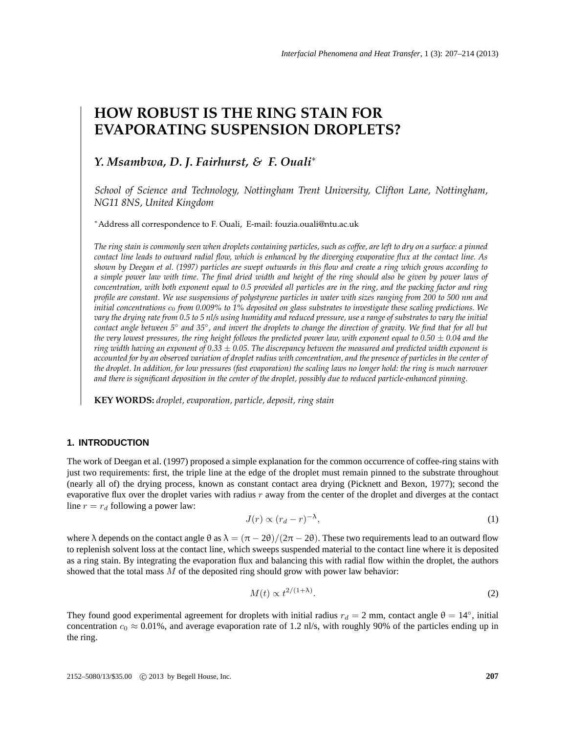# HOW ROBUST IS THE RING STAIN FOR EVAPORATING SUSPENSION DROPLETS?

***Y. Msambwa, D. J. Fairhurst, & F. Ouali****

*School of Science and Technology, Nottingham Trent University, Clifton Lane, Nottingham, NG11 8NS, United Kingdom*

*Address all correspondence to F. Ouali, E-mail: fouzia.ouali@ntu.ac.uk

*The ring stain is commonly seen when droplets containing particles, such as coffee, are left to dry on a surface: a pinned contact line leads to outward radial flow, which is enhanced by the diverging evaporative flux at the contact line. As shown by Deegan et al. (1997) particles are swept outwards in this flow and create a ring which grows according to a simple power law with time. The final dried width and height of the ring should also be given by power laws of concentration, with both exponent equal to 0.5 provided all particles are in the ring, and the packing factor and ring profile are constant. We use suspensions of polystyrene particles in water with sizes ranging from 200 to 500 nm and initial concentrations $c_0$ from 0.009% to 1% deposited on glass substrates to investigate these scaling predictions. We vary the drying rate from 0.5 to 5 nl/s using humidity and reduced pressure, use a range of substrates to vary the initial contact angle between 5° and 35°, and invert the droplets to change the direction of gravity. We find that for all but the very lowest pressures, the ring height follows the predicted power law, with exponent equal to 0.50 ± 0.04 and the ring width having an exponent of 0.33 ± 0.05. The discrepancy between the measured and predicted width exponent is accounted for by an observed variation of droplet radius with concentration, and the presence of particles in the center of the droplet. In addition, for low pressures (fast evaporation) the scaling laws no longer hold: the ring is much narrower and there is significant deposition in the center of the droplet, possibly due to reduced particle-enhanced pinning.*

**KEY WORDS:** *droplet, evaporation, particle, deposit, ring stain*

## 1. INTRODUCTION

The work of Deegan et al. (1997) proposed a simple explanation for the common occurrence of coffee-ring stains with just two requirements: first, the triple line at the edge of the droplet must remain pinned to the substrate throughout (nearly all of) the drying process, known as constant contact area drying (Picknett and Bexon, 1977); second the evaporative flux over the droplet varies with radius $r$ away from the center of the droplet and diverges at the contact line $r = r_d$ following a power law:

$$J(r) \propto (r_d - r)^{-\lambda}, \tag{1}$$

where $\lambda$ depends on the contact angle $\theta$ as $\lambda = (\pi - 2\theta)/(2\pi - 2\theta)$. These two requirements lead to an outward flow to replenish solvent loss at the contact line, which sweeps suspended material to the contact line where it is deposited as a ring stain. By integrating the evaporation flux and balancing this with radial flow within the droplet, the authors showed that the total mass $M$ of the deposited ring should grow with power law behavior:

$$M(t) \propto t^{2/(1+\lambda)}. \tag{2}$$

They found good experimental agreement for droplets with initial radius $r_d = 2$ mm, contact angle $\theta = 14°$, initial concentration $c_0 \approx 0.01\%$, and average evaporation rate of 1.2 nl/s, with roughly 90% of the particles ending up in the ring.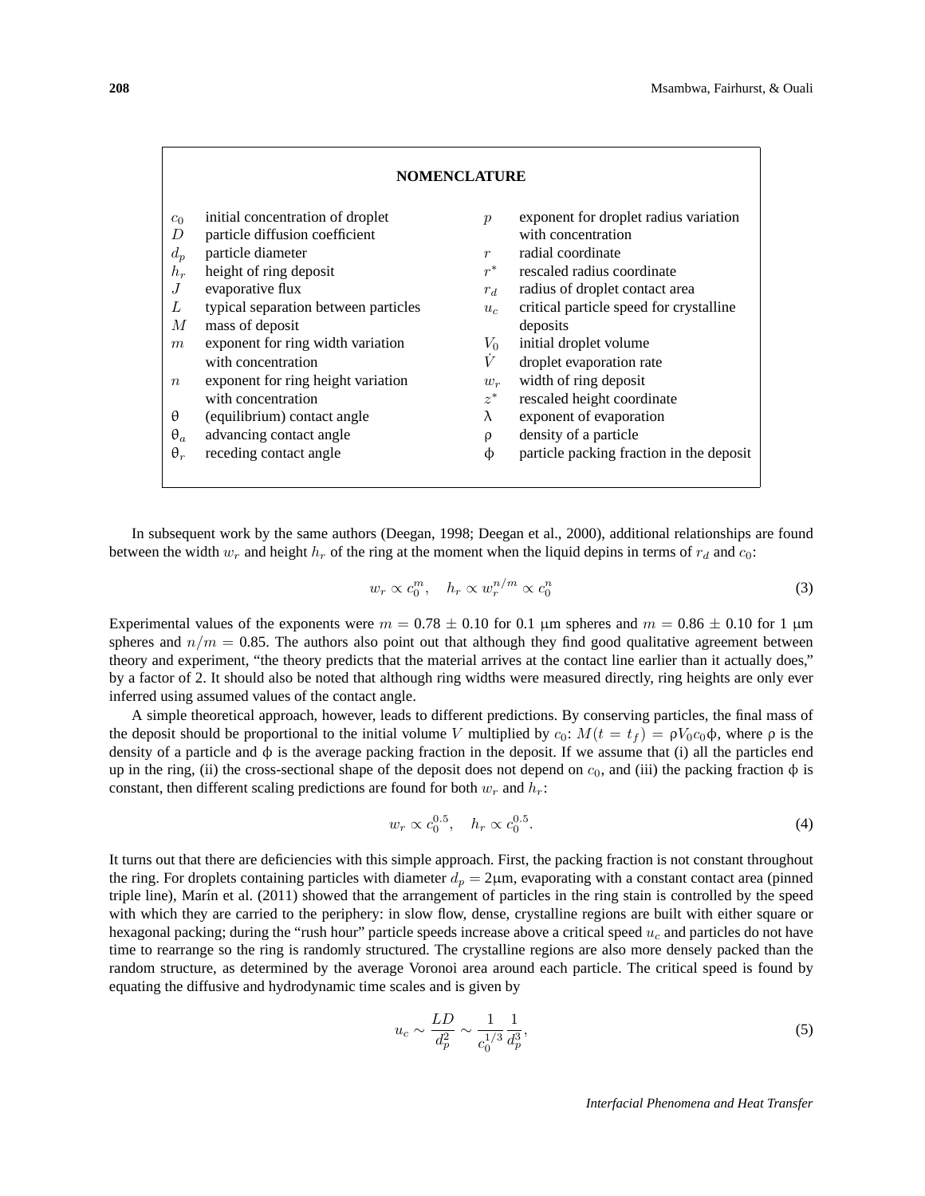## NOMENCLATURE

| | | | |
|---|---|---|---|
| $c_0$ | initial concentration of droplet | $p$ | exponent for droplet radius variation with concentration |
| $D$ | particle diffusion coefficient | $r$ | radial coordinate |
| $d_p$ | particle diameter | $r^*$ | rescaled radius coordinate |
| $h_r$ | height of ring deposit | $r_d$ | radius of droplet contact area |
| $J$ | evaporative flux | $u_c$ | critical particle speed for crystalline deposits |
| $L$ | typical separation between particles | $V_0$ | initial droplet volume |
| $M$ | mass of deposit | $\dot{V}$ | droplet evaporation rate |
| $m$ | exponent for ring width variation with concentration | $w_r$ | width of ring deposit |
| $n$ | exponent for ring height variation with concentration | $z^*$ | rescaled height coordinate |
| $\theta$ | (equilibrium) contact angle | $\lambda$ | exponent of evaporation |
| $\theta_a$ | advancing contact angle | $\rho$ | density of a particle |
| $\theta_r$ | receding contact angle | $\phi$ | particle packing fraction in the deposit |

In subsequent work by the same authors (Deegan, 1998; Deegan et al., 2000), additional relationships are found between the width $w_r$ and height $h_r$ of the ring at the moment when the liquid depins in terms of $r_d$ and $c_0$:

$$w_r \propto c_0^m, \quad h_r \propto w_r^{n/m} \propto c_0^n \tag{3}$$

Experimental values of the exponents were $m = 0.78 \pm 0.10$ for 0.1 μm spheres and $m = 0.86 \pm 0.10$ for 1 μm spheres and $n/m = 0.85$. The authors also point out that although they find good qualitative agreement between theory and experiment, "the theory predicts that the material arrives at the contact line earlier than it actually does," by a factor of 2. It should also be noted that although ring widths were measured directly, ring heights are only ever inferred using assumed values of the contact angle.

A simple theoretical approach, however, leads to different predictions. By conserving particles, the final mass of the deposit should be proportional to the initial volume $V$ multiplied by $c_0$: $M(t = t_f) = \rho V_0 c_0 \phi$, where $\rho$ is the density of a particle and $\phi$ is the average packing fraction in the deposit. If we assume that (i) all the particles end up in the ring, (ii) the cross-sectional shape of the deposit does not depend on $c_0$, and (iii) the packing fraction $\phi$ is constant, then different scaling predictions are found for both $w_r$ and $h_r$:

$$w_r \propto c_0^{0.5}, \quad h_r \propto c_0^{0.5}. \tag{4}$$

It turns out that there are deficiencies with this simple approach. First, the packing fraction is not constant throughout the ring. For droplets containing particles with diameter $d_p = 2$μm, evaporating with a constant contact area (pinned triple line), Marín et al. (2011) showed that the arrangement of particles in the ring stain is controlled by the speed with which they are carried to the periphery: in slow flow, dense, crystalline regions are built with either square or hexagonal packing; during the "rush hour" particle speeds increase above a critical speed $u_c$ and particles do not have time to rearrange so the ring is randomly structured. The crystalline regions are also more densely packed than the random structure, as determined by the average Voronoi area around each particle. The critical speed is found by equating the diffusive and hydrodynamic time scales and is given by

$$u_c \sim \frac{LD}{d_p^2} \sim \frac{1}{c_0^{1/3}} \frac{1}{d_p^3}, \tag{5}$$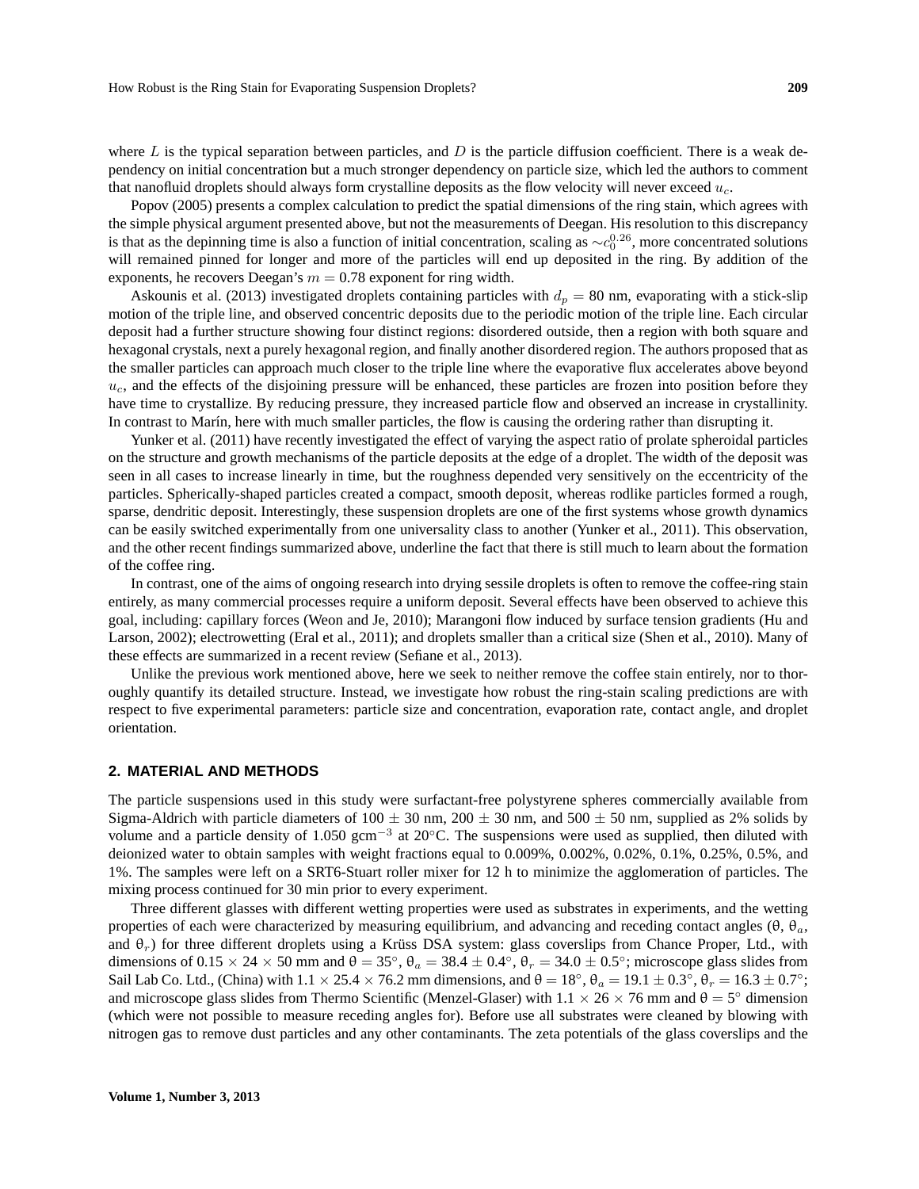where $L$ is the typical separation between particles, and $D$ is the particle diffusion coefficient. There is a weak dependency on initial concentration but a much stronger dependency on particle size, which led the authors to comment that nanofluid droplets should always form crystalline deposits as the flow velocity will never exceed $u_c$.

Popov (2005) presents a complex calculation to predict the spatial dimensions of the ring stain, which agrees with the simple physical argument presented above, but not the measurements of Deegan. His resolution to this discrepancy is that as the depinning time is also a function of initial concentration, scaling as $\sim c_0^{0.26}$, more concentrated solutions will remained pinned for longer and more of the particles will end up deposited in the ring. By addition of the exponents, he recovers Deegan's $m = 0.78$ exponent for ring width.

Askounis et al. (2013) investigated droplets containing particles with $d_p = 80$ nm, evaporating with a stick-slip motion of the triple line, and observed concentric deposits due to the periodic motion of the triple line. Each circular deposit had a further structure showing four distinct regions: disordered outside, then a region with both square and hexagonal crystals, next a purely hexagonal region, and finally another disordered region. The authors proposed that as the smaller particles can approach much closer to the triple line where the evaporative flux accelerates above beyond $u_c$, and the effects of the disjoining pressure will be enhanced, these particles are frozen into position before they have time to crystallize. By reducing pressure, they increased particle flow and observed an increase in crystallinity. In contrast to Marín, here with much smaller particles, the flow is causing the ordering rather than disrupting it.

Yunker et al. (2011) have recently investigated the effect of varying the aspect ratio of prolate spheroidal particles on the structure and growth mechanisms of the particle deposits at the edge of a droplet. The width of the deposit was seen in all cases to increase linearly in time, but the roughness depended very sensitively on the eccentricity of the particles. Spherically-shaped particles created a compact, smooth deposit, whereas rodlike particles formed a rough, sparse, dendritic deposit. Interestingly, these suspension droplets are one of the first systems whose growth dynamics can be easily switched experimentally from one universality class to another (Yunker et al., 2011). This observation, and the other recent findings summarized above, underline the fact that there is still much to learn about the formation of the coffee ring.

In contrast, one of the aims of ongoing research into drying sessile droplets is often to remove the coffee-ring stain entirely, as many commercial processes require a uniform deposit. Several effects have been observed to achieve this goal, including: capillary forces (Weon and Je, 2010); Marangoni flow induced by surface tension gradients (Hu and Larson, 2002); electrowetting (Eral et al., 2011); and droplets smaller than a critical size (Shen et al., 2010). Many of these effects are summarized in a recent review (Sefiane et al., 2013).

Unlike the previous work mentioned above, here we seek to neither remove the coffee stain entirely, nor to thoroughly quantify its detailed structure. Instead, we investigate how robust the ring-stain scaling predictions are with respect to five experimental parameters: particle size and concentration, evaporation rate, contact angle, and droplet orientation.

## 2. MATERIAL AND METHODS

The particle suspensions used in this study were surfactant-free polystyrene spheres commercially available from Sigma-Aldrich with particle diameters of $100 \pm 30$ nm, $200 \pm 30$ nm, and $500 \pm 50$ nm, supplied as 2% solids by volume and a particle density of 1.050 $\text{gcm}^{-3}$ at 20°C. The suspensions were used as supplied, then diluted with deionized water to obtain samples with weight fractions equal to 0.009%, 0.002%, 0.02%, 0.1%, 0.25%, 0.5%, and 1%. The samples were left on a SRT6-Stuart roller mixer for 12 h to minimize the agglomeration of particles. The mixing process continued for 30 min prior to every experiment.

Three different glasses with different wetting properties were used as substrates in experiments, and the wetting properties of each were characterized by measuring equilibrium, and advancing and receding contact angles ($\theta$, $\theta_a$, and $\theta_r$) for three different droplets using a Krüss DSA system: glass coverslips from Chance Proper, Ltd., with dimensions of $0.15 \times 24 \times 50$ mm and $\theta = 35°$, $\theta_a = 38.4 \pm 0.4°$, $\theta_r = 34.0 \pm 0.5°$; microscope glass slides from Sail Lab Co. Ltd., (China) with $1.1 \times 25.4 \times 76.2$ mm dimensions, and $\theta = 18°$, $\theta_a = 19.1 \pm 0.3°$, $\theta_r = 16.3 \pm 0.7°$; and microscope glass slides from Thermo Scientific (Menzel-Glaser) with $1.1 \times 26 \times 76$ mm and $\theta = 5°$ dimension (which were not possible to measure receding angles for). Before use all substrates were cleaned by blowing with nitrogen gas to remove dust particles and any other contaminants. The zeta potentials of the glass coverslips and the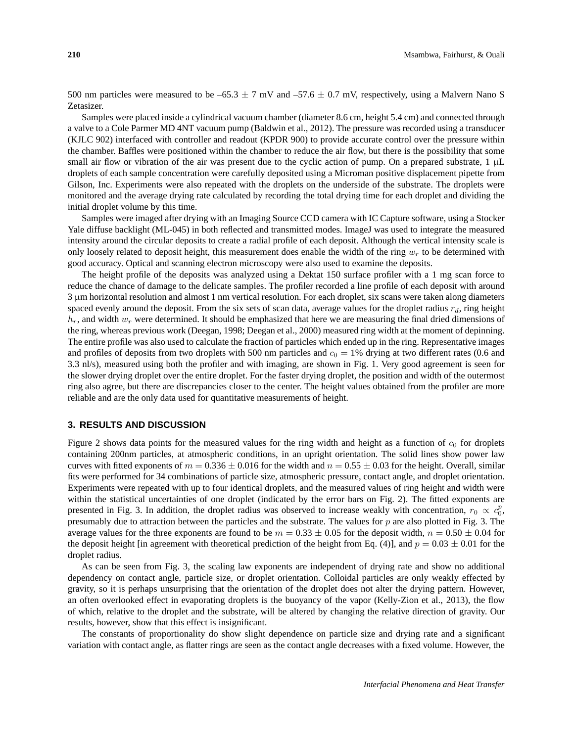500 nm particles were measured to be –65.3 ± 7 mV and –57.6 ± 0.7 mV, respectively, using a Malvern Nano S Zetasizer.

Samples were placed inside a cylindrical vacuum chamber (diameter 8.6 cm, height 5.4 cm) and connected through a valve to a Cole Parmer MD 4NT vacuum pump (Baldwin et al., 2012). The pressure was recorded using a transducer (KJLC 902) interfaced with controller and readout (KPDR 900) to provide accurate control over the pressure within the chamber. Baffles were positioned within the chamber to reduce the air flow, but there is the possibility that some small air flow or vibration of the air was present due to the cyclic action of pump. On a prepared substrate, 1 μL droplets of each sample concentration were carefully deposited using a Microman positive displacement pipette from Gilson, Inc. Experiments were also repeated with the droplets on the underside of the substrate. The droplets were monitored and the average drying rate calculated by recording the total drying time for each droplet and dividing the initial droplet volume by this time.

Samples were imaged after drying with an Imaging Source CCD camera with IC Capture software, using a Stocker Yale diffuse backlight (ML-045) in both reflected and transmitted modes. ImageJ was used to integrate the measured intensity around the circular deposits to create a radial profile of each deposit. Although the vertical intensity scale is only loosely related to deposit height, this measurement does enable the width of the ring $w_r$ to be determined with good accuracy. Optical and scanning electron microscopy were also used to examine the deposits.

The height profile of the deposits was analyzed using a Dektat 150 surface profiler with a 1 mg scan force to reduce the chance of damage to the delicate samples. The profiler recorded a line profile of each deposit with around 3 μm horizontal resolution and almost 1 nm vertical resolution. For each droplet, six scans were taken along diameters spaced evenly around the deposit. From the six sets of scan data, average values for the droplet radius $r_d$, ring height $h_r$, and width $w_r$ were determined. It should be emphasized that here we are measuring the final dried dimensions of the ring, whereas previous work (Deegan, 1998; Deegan et al., 2000) measured ring width at the moment of depinning. The entire profile was also used to calculate the fraction of particles which ended up in the ring. Representative images and profiles of deposits from two droplets with 500 nm particles and $c_0 = 1\%$ drying at two different rates (0.6 and 3.3 nl/s), measured using both the profiler and with imaging, are shown in Fig. 1. Very good agreement is seen for the slower drying droplet over the entire droplet. For the faster drying droplet, the position and width of the outermost ring also agree, but there are discrepancies closer to the center. The height values obtained from the profiler are more reliable and are the only data used for quantitative measurements of height.

## 3. RESULTS AND DISCUSSION

Figure 2 shows data points for the measured values for the ring width and height as a function of $c_0$ for droplets containing 200nm particles, at atmospheric conditions, in an upright orientation. The solid lines show power law curves with fitted exponents of $m = 0.336 \pm 0.016$ for the width and $n = 0.55 \pm 0.03$ for the height. Overall, similar fits were performed for 34 combinations of particle size, atmospheric pressure, contact angle, and droplet orientation. Experiments were repeated with up to four identical droplets, and the measured values of ring height and width were within the statistical uncertainties of one droplet (indicated by the error bars on Fig. 2). The fitted exponents are presented in Fig. 3. In addition, the droplet radius was observed to increase weakly with concentration, $r_0 \propto c_0^p$, presumably due to attraction between the particles and the substrate. The values for $p$ are also plotted in Fig. 3. The average values for the three exponents are found to be $m = 0.33 \pm 0.05$ for the deposit width, $n = 0.50 \pm 0.04$ for the deposit height [in agreement with theoretical prediction of the height from Eq. (4)], and $p = 0.03 \pm 0.01$ for the droplet radius.

As can be seen from Fig. 3, the scaling law exponents are independent of drying rate and show no additional dependency on contact angle, particle size, or droplet orientation. Colloidal particles are only weakly effected by gravity, so it is perhaps unsurprising that the orientation of the droplet does not alter the drying pattern. However, an often overlooked effect in evaporating droplets is the buoyancy of the vapor (Kelly-Zion et al., 2013), the flow of which, relative to the droplet and the substrate, will be altered by changing the relative direction of gravity. Our results, however, show that this effect is insignificant.

The constants of proportionality do show slight dependence on particle size and drying rate and a significant variation with contact angle, as flatter rings are seen as the contact angle decreases with a fixed volume. However, the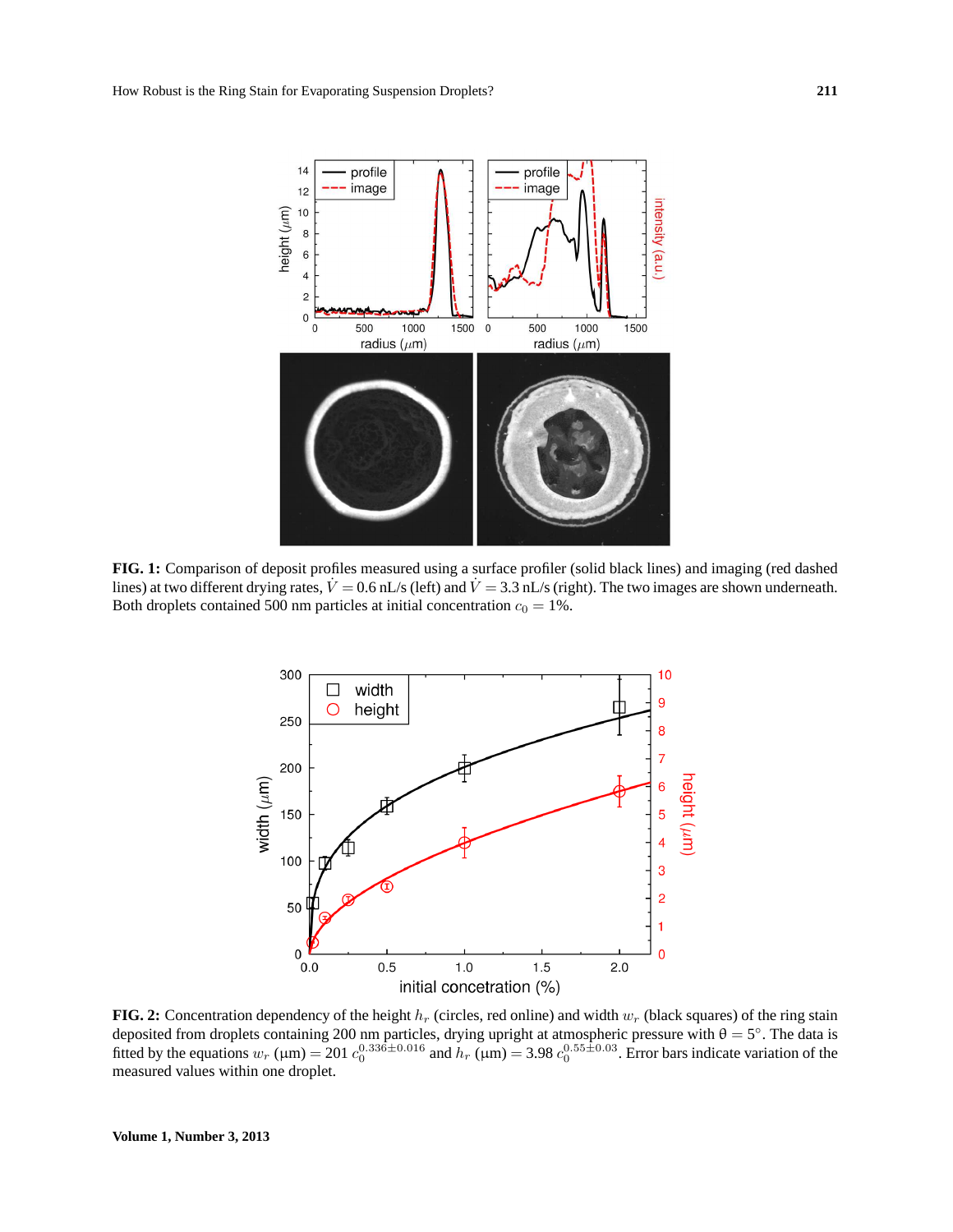**FIG. 1:** Comparison of deposit profiles measured using a surface profiler (solid black lines) and imaging (red dashed lines) at two different drying rates, $\dot{V} = 0.6$ nL/s (left) and $\dot{V} = 3.3$ nL/s (right). The two images are shown underneath. Both droplets contained 500 nm particles at initial concentration $c_0 = 1\%$.

**FIG. 2:** Concentration dependency of the height $h_r$ (circles, red online) and width $w_r$ (black squares) of the ring stain deposited from droplets containing 200 nm particles, drying upright at atmospheric pressure with $\theta = 5°$. The data is fitted by the equations $w_r$ (µm) $= 201\ c_0^{0.336\pm0.016}$ and $h_r$ (µm) $= 3.98\ c_0^{0.55\pm0.03}$. Error bars indicate variation of the measured values within one droplet.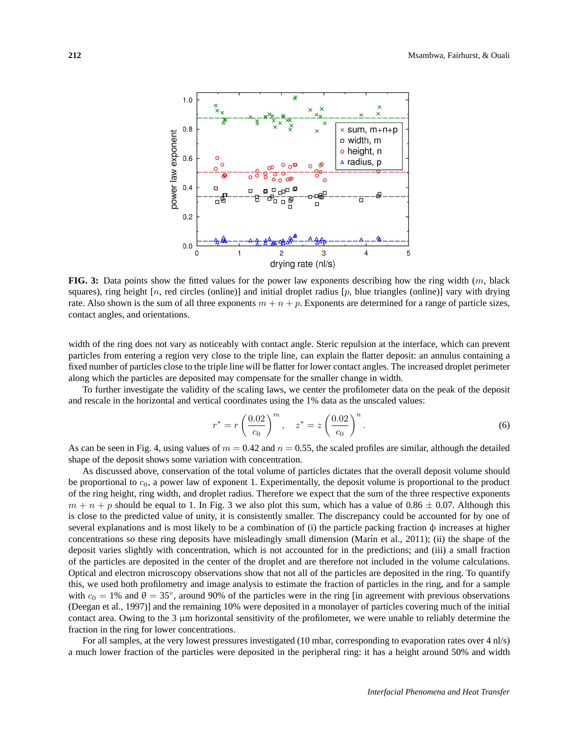**FIG. 3:** Data points show the fitted values for the power law exponents describing how the ring width ($m$, black squares), ring height [$n$, red circles (online)] and initial droplet radius [$p$, blue triangles (online)] vary with drying rate. Also shown is the sum of all three exponents $m + n + p$. Exponents are determined for a range of particle sizes, contact angles, and orientations.

width of the ring does not vary as noticeably with contact angle. Steric repulsion at the interface, which can prevent particles from entering a region very close to the triple line, can explain the flatter deposit: an annulus containing a fixed number of particles close to the triple line will be flatter for lower contact angles. The increased droplet perimeter along which the particles are deposited may compensate for the smaller change in width.

To further investigate the validity of the scaling laws, we center the profilometer data on the peak of the deposit and rescale in the horizontal and vertical coordinates using the 1% data as the unscaled values:

$$r^* = r\left(\frac{0.02}{c_0}\right)^m, \quad z^* = z\left(\frac{0.02}{c_0}\right)^n. \tag{6}$$

As can be seen in Fig. 4, using values of $m = 0.42$ and $n = 0.55$, the scaled profiles are similar, although the detailed shape of the deposit shows some variation with concentration.

As discussed above, conservation of the total volume of particles dictates that the overall deposit volume should be proportional to $c_0$, a power law of exponent 1. Experimentally, the deposit volume is proportional to the product of the ring height, ring width, and droplet radius. Therefore we expect that the sum of the three respective exponents $m + n + p$ should be equal to 1. In Fig. 3 we also plot this sum, which has a value of $0.86 \pm 0.07$. Although this is close to the predicted value of unity, it is consistently smaller. The discrepancy could be accounted for by one of several explanations and is most likely to be a combination of (i) the particle packing fraction $\phi$ increases at higher concentrations so these ring deposits have misleadingly small dimension (Marín et al., 2011); (ii) the shape of the deposit varies slightly with concentration, which is not accounted for in the predictions; and (iii) a small fraction of the particles are deposited in the center of the droplet and are therefore not included in the volume calculations. Optical and electron microscopy observations show that not all of the particles are deposited in the ring. To quantify this, we used both profilometry and image analysis to estimate the fraction of particles in the ring, and for a sample with $c_0 = 1\%$ and $\theta = 35°$, around 90% of the particles were in the ring [in agreement with previous observations (Deegan et al., 1997)] and the remaining 10% were deposited in a monolayer of particles covering much of the initial contact area. Owing to the 3 µm horizontal sensitivity of the profilometer, we were unable to reliably determine the fraction in the ring for lower concentrations.

For all samples, at the very lowest pressures investigated (10 mbar, corresponding to evaporation rates over 4 nl/s) a much lower fraction of the particles were deposited in the peripheral ring: it has a height around 50% and width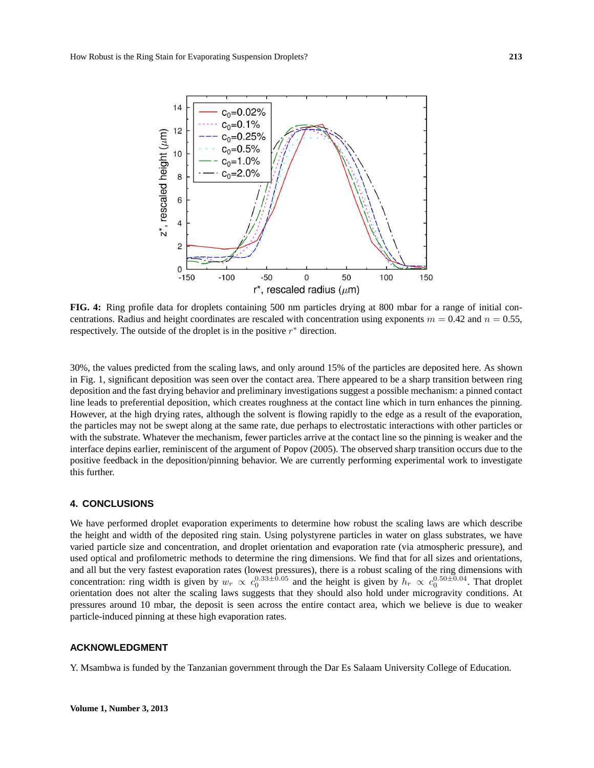**FIG. 4:** Ring profile data for droplets containing 500 nm particles drying at 800 mbar for a range of initial concentrations. Radius and height coordinates are rescaled with concentration using exponents $m = 0.42$ and $n = 0.55$, respectively. The outside of the droplet is in the positive $r^*$ direction.

30%, the values predicted from the scaling laws, and only around 15% of the particles are deposited here. As shown in Fig. 1, significant deposition was seen over the contact area. There appeared to be a sharp transition between ring deposition and the fast drying behavior and preliminary investigations suggest a possible mechanism: a pinned contact line leads to preferential deposition, which creates roughness at the contact line which in turn enhances the pinning. However, at the high drying rates, although the solvent is flowing rapidly to the edge as a result of the evaporation, the particles may not be swept along at the same rate, due perhaps to electrostatic interactions with other particles or with the substrate. Whatever the mechanism, fewer particles arrive at the contact line so the pinning is weaker and the interface depins earlier, reminiscent of the argument of Popov (2005). The observed sharp transition occurs due to the positive feedback in the deposition/pinning behavior. We are currently performing experimental work to investigate this further.

## 4. CONCLUSIONS

We have performed droplet evaporation experiments to determine how robust the scaling laws are which describe the height and width of the deposited ring stain. Using polystyrene particles in water on glass substrates, we have varied particle size and concentration, and droplet orientation and evaporation rate (via atmospheric pressure), and used optical and profilometric methods to determine the ring dimensions. We find that for all sizes and orientations, and all but the very fastest evaporation rates (lowest pressures), there is a robust scaling of the ring dimensions with concentration: ring width is given by $w_r \propto c_0^{0.33\pm0.05}$ and the height is given by $h_r \propto c_0^{0.50\pm0.04}$. That droplet orientation does not alter the scaling laws suggests that they should also hold under microgravity conditions. At pressures around 10 mbar, the deposit is seen across the entire contact area, which we believe is due to weaker particle-induced pinning at these high evaporation rates.

## ACKNOWLEDGMENT

Y. Msambwa is funded by the Tanzanian government through the Dar Es Salaam University College of Education.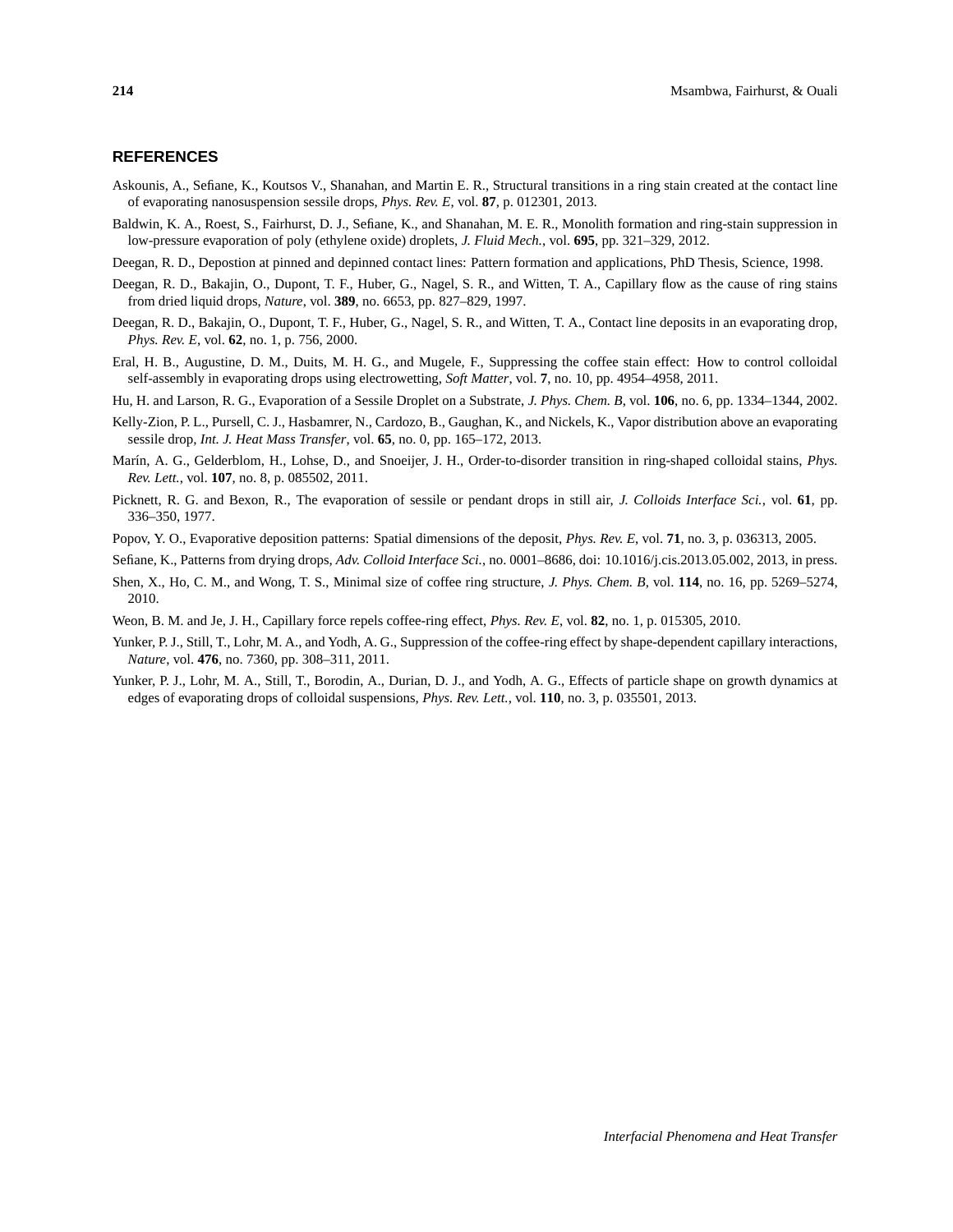## REFERENCES

Askounis, A., Sefiane, K., Koutsos V., Shanahan, and Martin E. R., Structural transitions in a ring stain created at the contact line of evaporating nanosuspension sessile drops, *Phys. Rev. E*, vol. **87**, p. 012301, 2013.

Baldwin, K. A., Roest, S., Fairhurst, D. J., Sefiane, K., and Shanahan, M. E. R., Monolith formation and ring-stain suppression in low-pressure evaporation of poly (ethylene oxide) droplets, *J. Fluid Mech.*, vol. **695**, pp. 321–329, 2012.

Deegan, R. D., Depostion at pinned and depinned contact lines: Pattern formation and applications, PhD Thesis, Science, 1998.

Deegan, R. D., Bakajin, O., Dupont, T. F., Huber, G., Nagel, S. R., and Witten, T. A., Capillary flow as the cause of ring stains from dried liquid drops, *Nature*, vol. **389**, no. 6653, pp. 827–829, 1997.

Deegan, R. D., Bakajin, O., Dupont, T. F., Huber, G., Nagel, S. R., and Witten, T. A., Contact line deposits in an evaporating drop, *Phys. Rev. E*, vol. **62**, no. 1, p. 756, 2000.

Eral, H. B., Augustine, D. M., Duits, M. H. G., and Mugele, F., Suppressing the coffee stain effect: How to control colloidal self-assembly in evaporating drops using electrowetting, *Soft Matter*, vol. **7**, no. 10, pp. 4954–4958, 2011.

Hu, H. and Larson, R. G., Evaporation of a Sessile Droplet on a Substrate, *J. Phys. Chem. B*, vol. **106**, no. 6, pp. 1334–1344, 2002.

Kelly-Zion, P. L., Pursell, C. J., Hasbamrer, N., Cardozo, B., Gaughan, K., and Nickels, K., Vapor distribution above an evaporating sessile drop, *Int. J. Heat Mass Transfer*, vol. **65**, no. 0, pp. 165–172, 2013.

Marín, A. G., Gelderblom, H., Lohse, D., and Snoeijer, J. H., Order-to-disorder transition in ring-shaped colloidal stains, *Phys. Rev. Lett.*, vol. **107**, no. 8, p. 085502, 2011.

Picknett, R. G. and Bexon, R., The evaporation of sessile or pendant drops in still air, *J. Colloids Interface Sci.*, vol. **61**, pp. 336–350, 1977.

Popov, Y. O., Evaporative deposition patterns: Spatial dimensions of the deposit, *Phys. Rev. E*, vol. **71**, no. 3, p. 036313, 2005.

Sefiane, K., Patterns from drying drops, *Adv. Colloid Interface Sci.*, no. 0001–8686, doi: 10.1016/j.cis.2013.05.002, 2013, in press.

Shen, X., Ho, C. M., and Wong, T. S., Minimal size of coffee ring structure, *J. Phys. Chem. B*, vol. **114**, no. 16, pp. 5269–5274, 2010.

Weon, B. M. and Je, J. H., Capillary force repels coffee-ring effect, *Phys. Rev. E*, vol. **82**, no. 1, p. 015305, 2010.

Yunker, P. J., Still, T., Lohr, M. A., and Yodh, A. G., Suppression of the coffee-ring effect by shape-dependent capillary interactions, *Nature*, vol. **476**, no. 7360, pp. 308–311, 2011.

Yunker, P. J., Lohr, M. A., Still, T., Borodin, A., Durian, D. J., and Yodh, A. G., Effects of particle shape on growth dynamics at edges of evaporating drops of colloidal suspensions, *Phys. Rev. Lett.*, vol. **110**, no. 3, p. 035501, 2013.